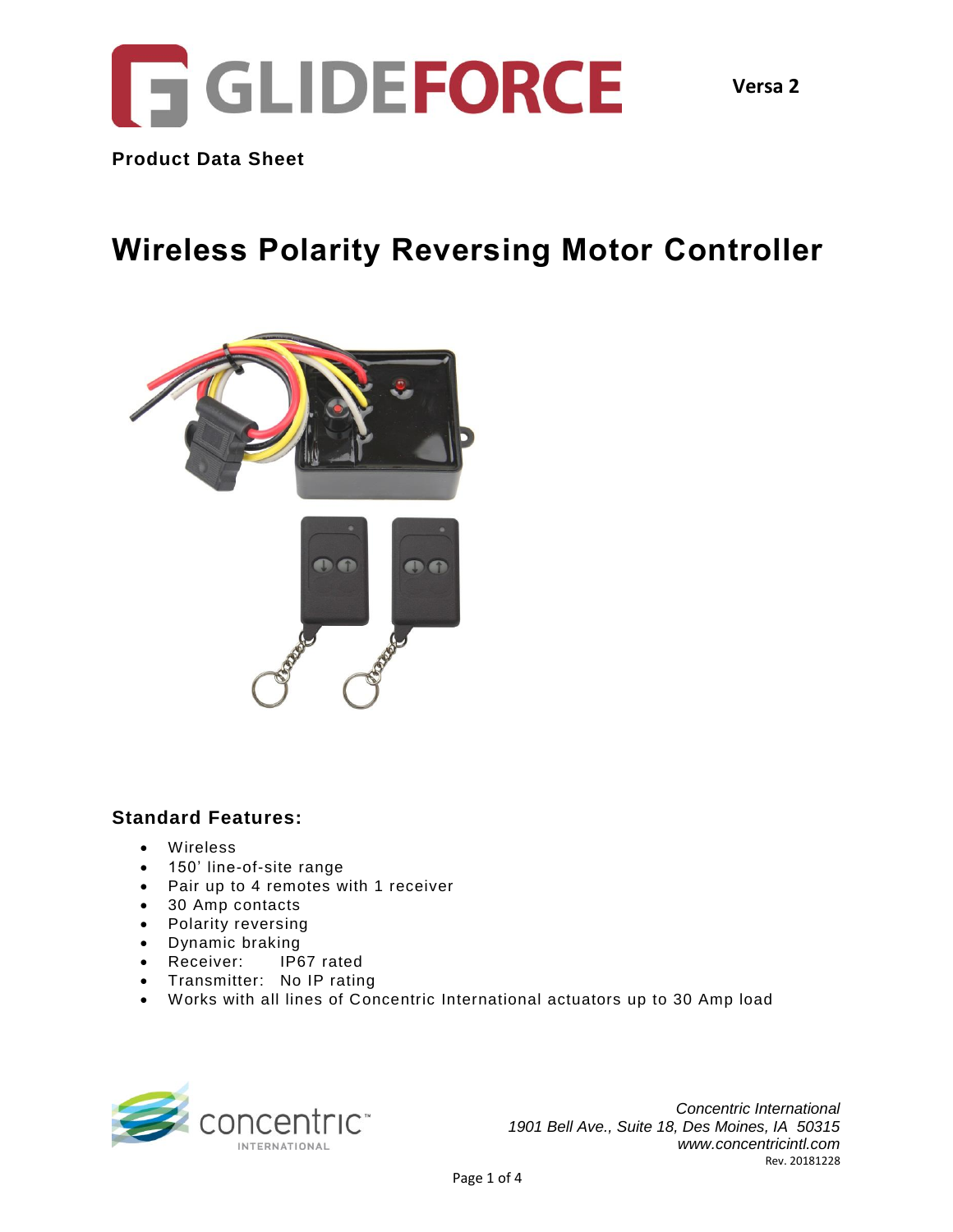GLIDEFORCE

**Versa 2**

**Product Data Sheet**

# Wireless Polarity Reversing Motor Controller

## Standard Features:

- Wireless
- 150’ line-of-site range
- Pair up to 4 remotes with 1 receiver
- 30 Amp contacts
- Polarity reversing
- Dynamic braking
- Receiver: IP67 rated
- Transmitter: No IP rating
- Works with all lines of Concentric International actuators up to 30 Amp load

concentric™ INTERNATIONAL

*Concentric International*
*1901 Bell Ave., Suite 18, Des Moines, IA 50315*
*www.concentricintl.com*
Rev. 20181228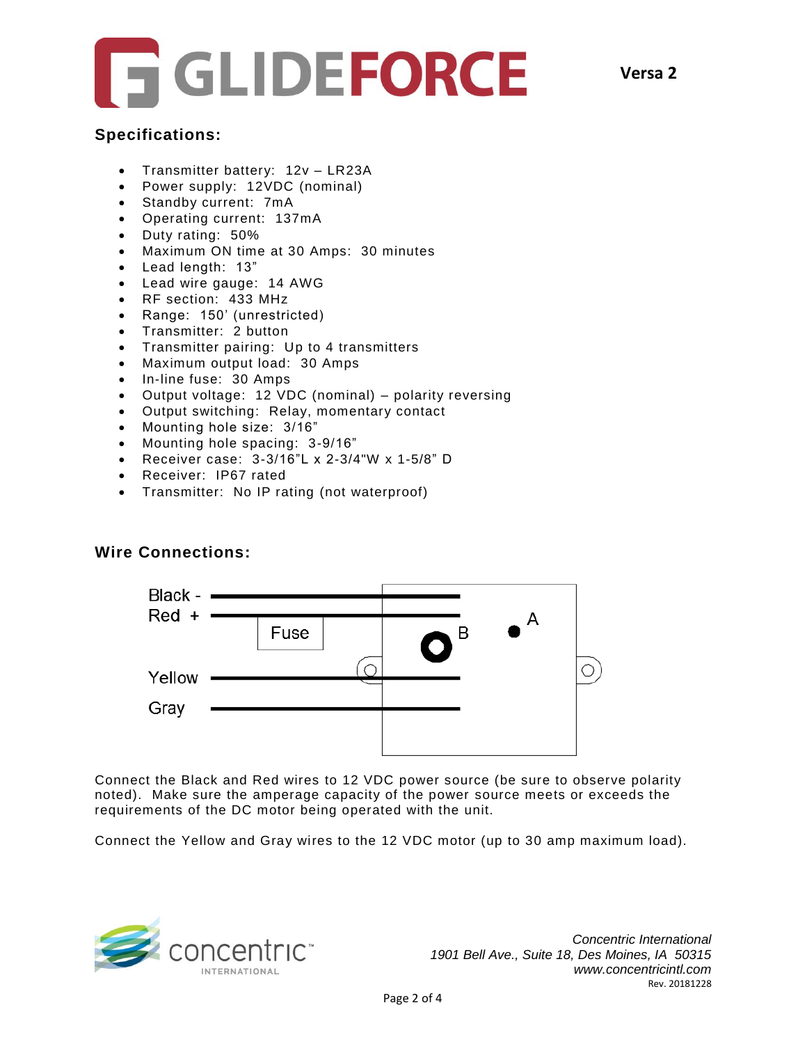## Specifications:

- Transmitter battery: 12v – LR23A
- Power supply: 12VDC (nominal)
- Standby current: 7mA
- Operating current: 137mA
- Duty rating: 50%
- Maximum ON time at 30 Amps: 30 minutes
- Lead length: 13"
- Lead wire gauge: 14 AWG
- RF section: 433 MHz
- Range: 150' (unrestricted)
- Transmitter: 2 button
- Transmitter pairing: Up to 4 transmitters
- Maximum output load: 30 Amps
- In-line fuse: 30 Amps
- Output voltage: 12 VDC (nominal) – polarity reversing
- Output switching: Relay, momentary contact
- Mounting hole size: 3/16"
- Mounting hole spacing: 3-9/16"
- Receiver case: 3-3/16"L x 2-3/4"W x 1-5/8" D
- Receiver: IP67 rated
- Transmitter: No IP rating (not waterproof)

## Wire Connections:

Black -
Red +
Fuse
B
A
Yellow
Gray

Connect the Black and Red wires to 12 VDC power source (be sure to observe polarity noted). Make sure the amperage capacity of the power source meets or exceeds the requirements of the DC motor being operated with the unit.

Connect the Yellow and Gray wires to the 12 VDC motor (up to 30 amp maximum load).

*Concentric International*
*1901 Bell Ave., Suite 18, Des Moines, IA 50315*
*www.concentricintl.com*
Rev. 20181228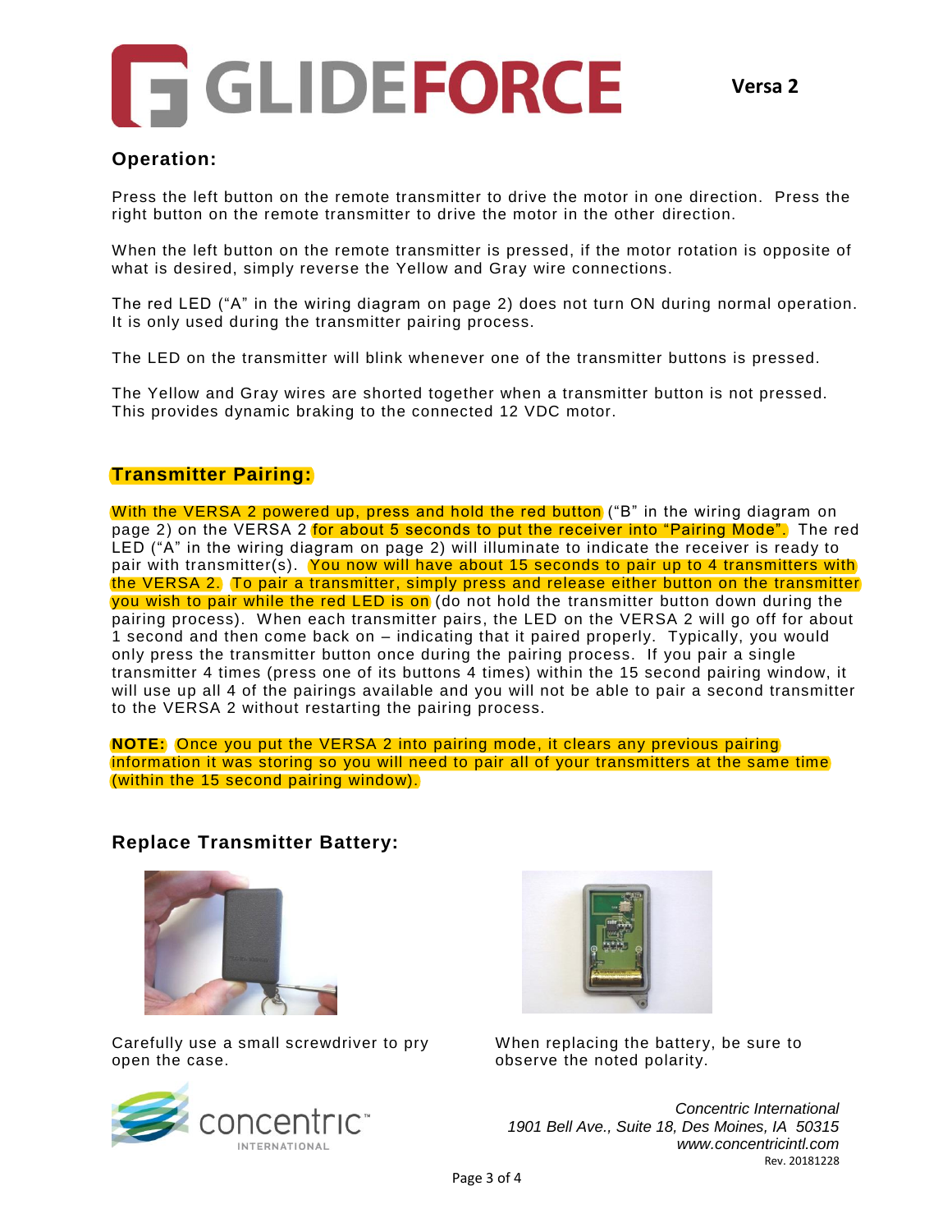# GLIDEFORCE

**Versa 2**

## Operation:

Press the left button on the remote transmitter to drive the motor in one direction. Press the right button on the remote transmitter to drive the motor in the other direction.

When the left button on the remote transmitter is pressed, if the motor rotation is opposite of what is desired, simply reverse the Yellow and Gray wire connections.

The red LED ("A" in the wiring diagram on page 2) does not turn ON during normal operation. It is only used during the transmitter pairing process.

The LED on the transmitter will blink whenever one of the transmitter buttons is pressed.

The Yellow and Gray wires are shorted together when a transmitter button is not pressed. This provides dynamic braking to the connected 12 VDC motor.

## Transmitter Pairing:

With the VERSA 2 powered up, press and hold the red button ("B" in the wiring diagram on page 2) on the VERSA 2 for about 5 seconds to put the receiver into "Pairing Mode". The red LED ("A" in the wiring diagram on page 2) will illuminate to indicate the receiver is ready to pair with transmitter(s). You now will have about 15 seconds to pair up to 4 transmitters with the VERSA 2. To pair a transmitter, simply press and release either button on the transmitter you wish to pair while the red LED is on (do not hold the transmitter button down during the pairing process). When each transmitter pairs, the LED on the VERSA 2 will go off for about 1 second and then come back on – indicating that it paired properly. Typically, you would only press the transmitter button once during the pairing process. If you pair a single transmitter 4 times (press one of its buttons 4 times) within the 15 second pairing window, it will use up all 4 of the pairings available and you will not be able to pair a second transmitter to the VERSA 2 without restarting the pairing process.

**NOTE:** Once you put the VERSA 2 into pairing mode, it clears any previous pairing information it was storing so you will need to pair all of your transmitters at the same time (within the 15 second pairing window).

## Replace Transmitter Battery:

Carefully use a small screwdriver to pry open the case.

When replacing the battery, be sure to observe the noted polarity.

concentric INTERNATIONAL

*Concentric International*
*1901 Bell Ave., Suite 18, Des Moines, IA 50315*
*www.concentricintl.com*
Rev. 20181228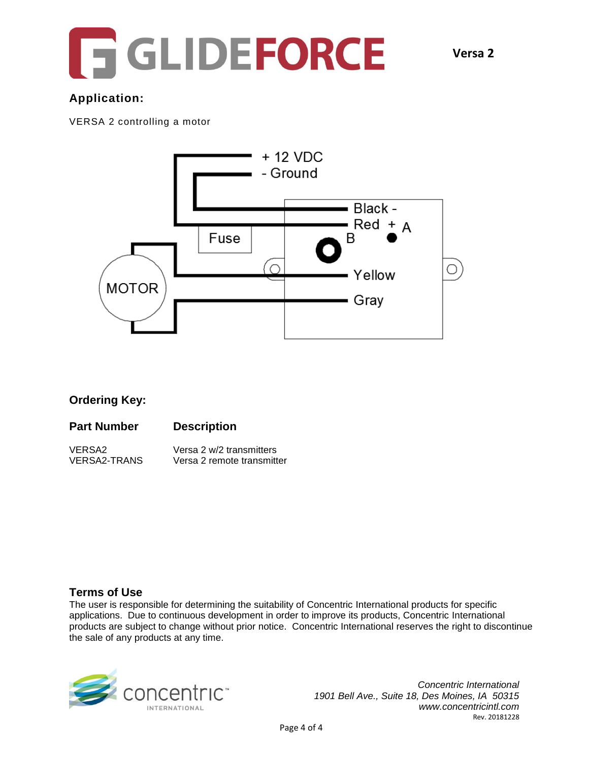# GLIDEFORCE

Versa 2

## Application:

VERSA 2 controlling a motor

+ 12 VDC
- Ground
Black -
Red +
A
B
Fuse
MOTOR
Yellow
Gray

## Ordering Key:

| Part Number | Description |
|---|---|
| VERSA2 | Versa 2 w/2 transmitters |
| VERSA2-TRANS | Versa 2 remote transmitter |

## Terms of Use

The user is responsible for determining the suitability of Concentric International products for specific applications. Due to continuous development in order to improve its products, Concentric International products are subject to change without prior notice. Concentric International reserves the right to discontinue the sale of any products at any time.

concentric™ INTERNATIONAL

*Concentric International*
*1901 Bell Ave., Suite 18, Des Moines, IA 50315*
*www.concentricintl.com*
Rev. 20181228